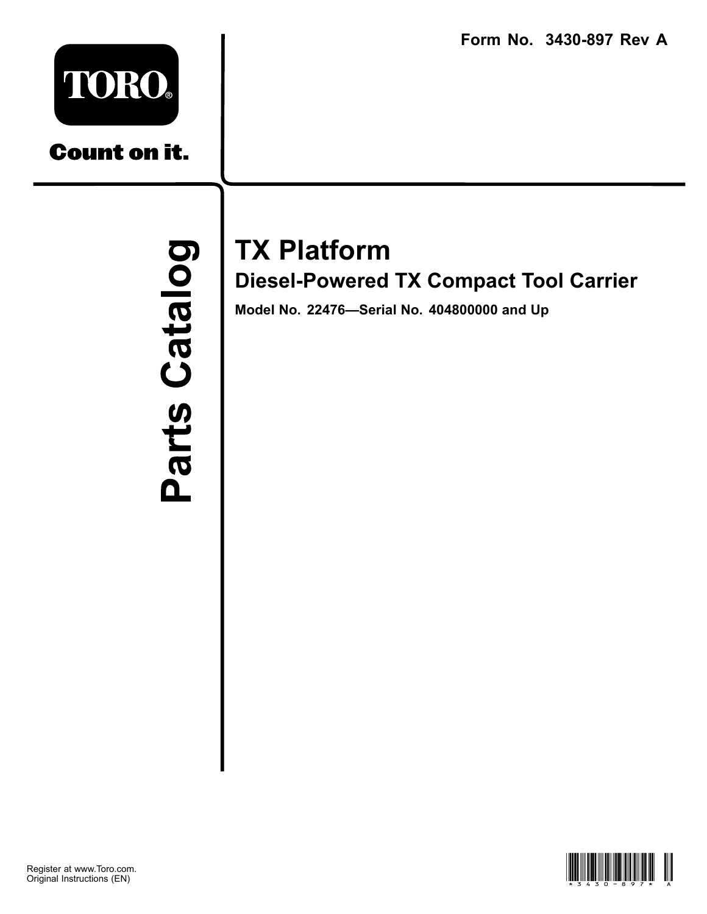Form No. 3430-897 Rev A

TORO®

Count on it.

Parts Catalog

# TX Platform

## Diesel-Powered TX Compact Tool Carrier

**Model No. 22476—Serial No. 404800000 and Up**

Register at www.Toro.com.
Original Instructions (EN)

*3430-897* A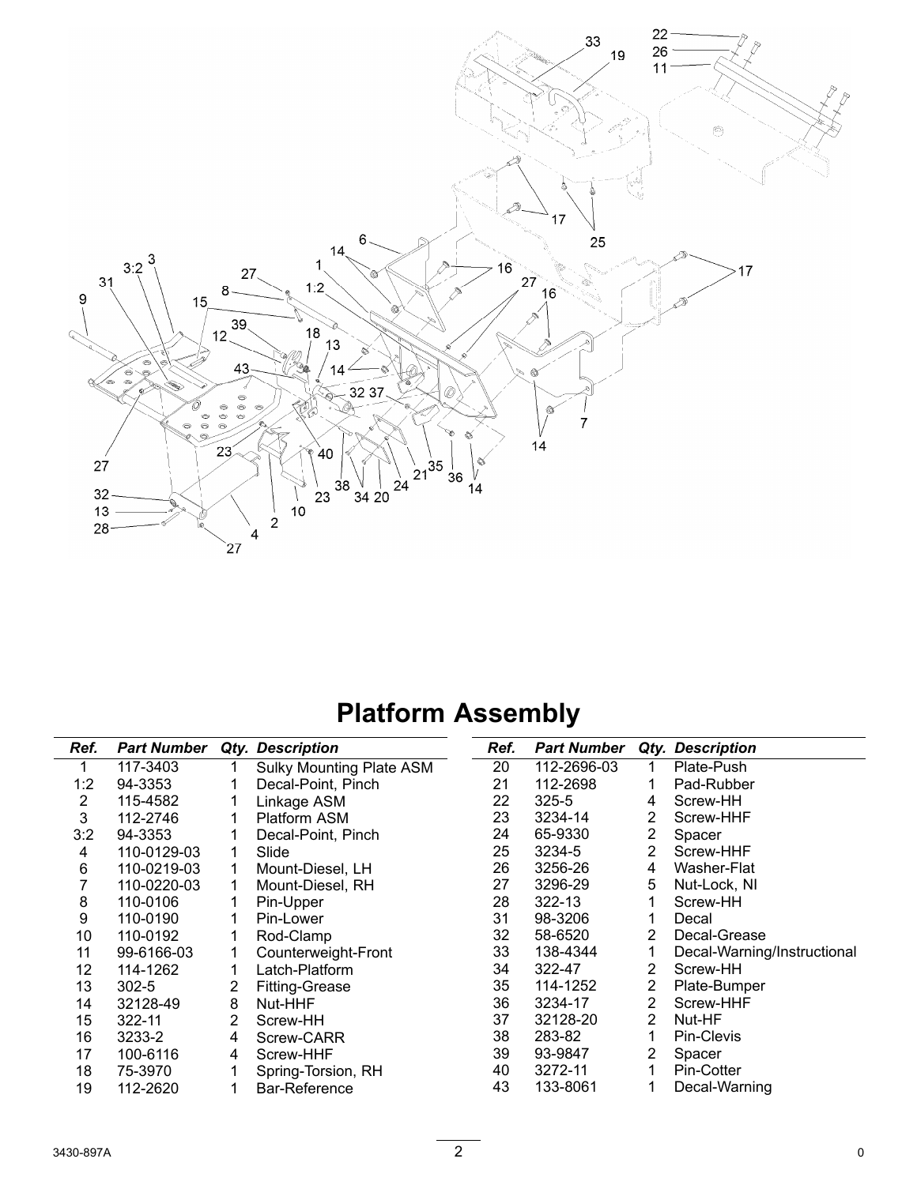# Platform Assembly

| Ref. | Part Number | Qty. | Description |
|---|---|---|---|
| 1 | 117-3403 | 1 | Sulky Mounting Plate ASM |
| 1:2 | 94-3353 | 1 | Decal-Point, Pinch |
| 2 | 115-4582 | 1 | Linkage ASM |
| 3 | 112-2746 | 1 | Platform ASM |
| 3:2 | 94-3353 | 1 | Decal-Point, Pinch |
| 4 | 110-0129-03 | 1 | Slide |
| 6 | 110-0219-03 | 1 | Mount-Diesel, LH |
| 7 | 110-0220-03 | 1 | Mount-Diesel, RH |
| 8 | 110-0106 | 1 | Pin-Upper |
| 9 | 110-0190 | 1 | Pin-Lower |
| 10 | 110-0192 | 1 | Rod-Clamp |
| 11 | 99-6166-03 | 1 | Counterweight-Front |
| 12 | 114-1262 | 1 | Latch-Platform |
| 13 | 302-5 | 2 | Fitting-Grease |
| 14 | 32128-49 | 8 | Nut-HHF |
| 15 | 322-11 | 2 | Screw-HH |
| 16 | 3233-2 | 4 | Screw-CARR |
| 17 | 100-6116 | 4 | Screw-HHF |
| 18 | 75-3970 | 1 | Spring-Torsion, RH |
| 19 | 112-2620 | 1 | Bar-Reference |
| 20 | 112-2696-03 | 1 | Plate-Push |
| 21 | 112-2698 | 1 | Pad-Rubber |
| 22 | 325-5 | 4 | Screw-HH |
| 23 | 3234-14 | 2 | Screw-HHF |
| 24 | 65-9330 | 2 | Spacer |
| 25 | 3234-5 | 2 | Screw-HHF |
| 26 | 3256-26 | 4 | Washer-Flat |
| 27 | 3296-29 | 5 | Nut-Lock, NI |
| 28 | 322-13 | 1 | Screw-HH |
| 31 | 98-3206 | 1 | Decal |
| 32 | 58-6520 | 2 | Decal-Grease |
| 33 | 138-4344 | 1 | Decal-Warning/Instructional |
| 34 | 322-47 | 2 | Screw-HH |
| 35 | 114-1252 | 2 | Plate-Bumper |
| 36 | 3234-17 | 2 | Screw-HHF |
| 37 | 32128-20 | 2 | Nut-HF |
| 38 | 283-82 | 1 | Pin-Clevis |
| 39 | 93-9847 | 2 | Spacer |
| 40 | 3272-11 | 1 | Pin-Cotter |
| 43 | 133-8061 | 1 | Decal-Warning |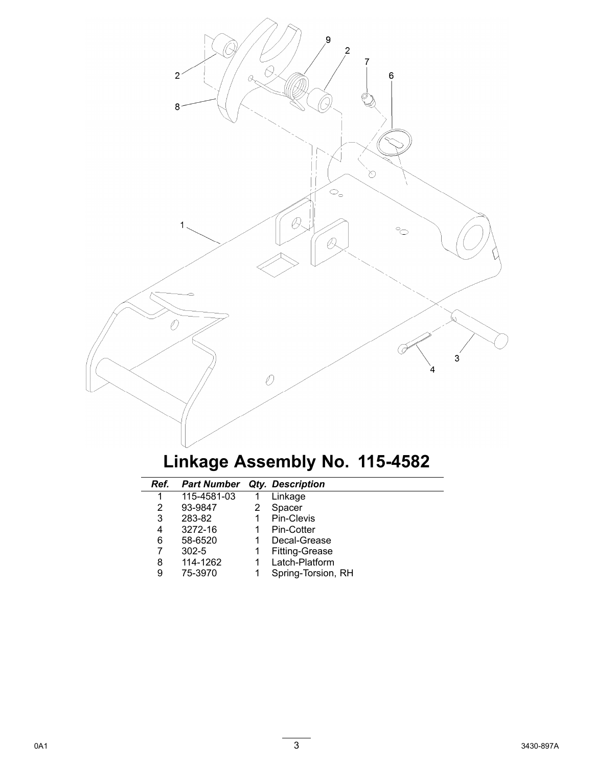# Linkage Assembly No. 115-4582

| Ref. | Part Number | Qty. | Description |
|---|---|---|---|
| 1 | 115-4581-03 | 1 | Linkage |
| 2 | 93-9847 | 2 | Spacer |
| 3 | 283-82 | 1 | Pin-Clevis |
| 4 | 3272-16 | 1 | Pin-Cotter |
| 6 | 58-6520 | 1 | Decal-Grease |
| 7 | 302-5 | 1 | Fitting-Grease |
| 8 | 114-1262 | 1 | Latch-Platform |
| 9 | 75-3970 | 1 | Spring-Torsion, RH |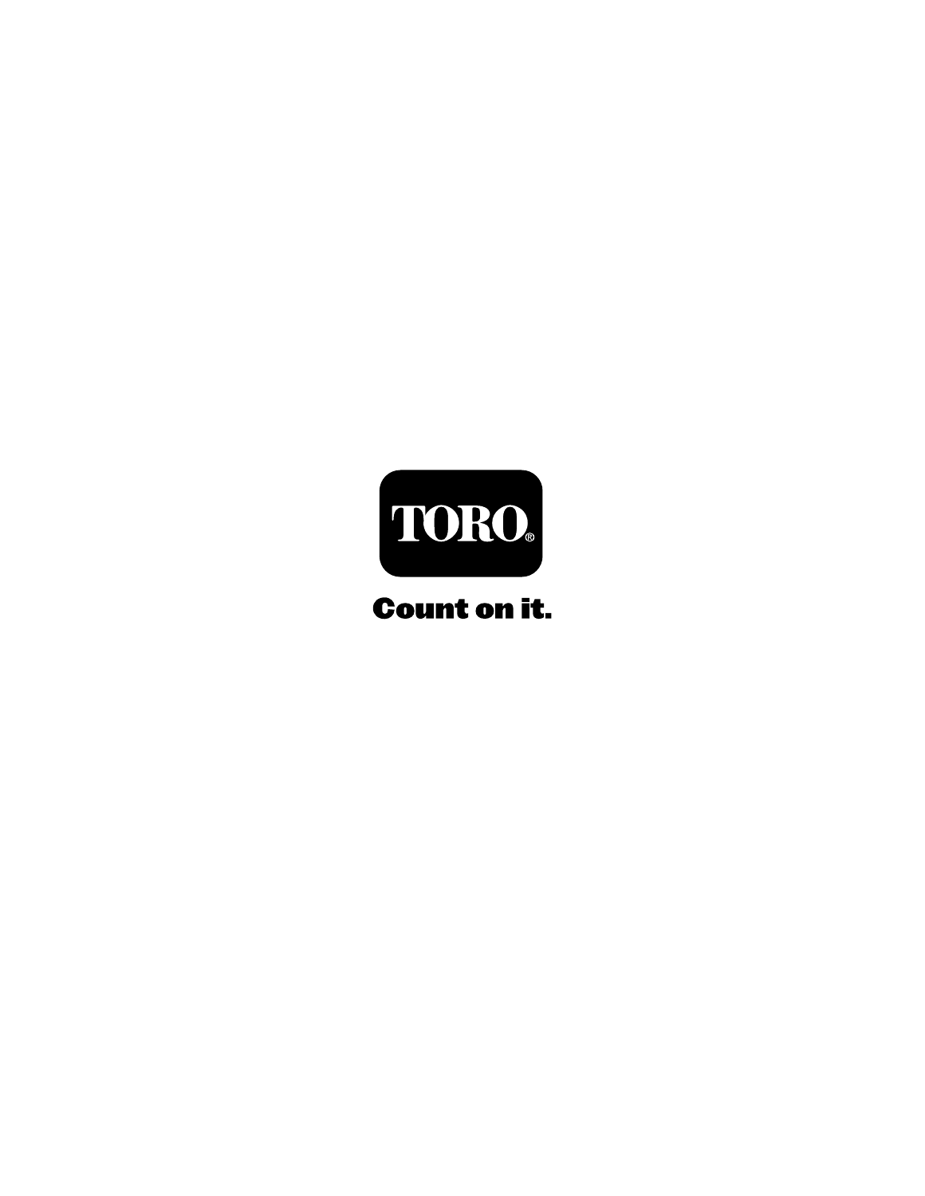TORO®

Count on it.